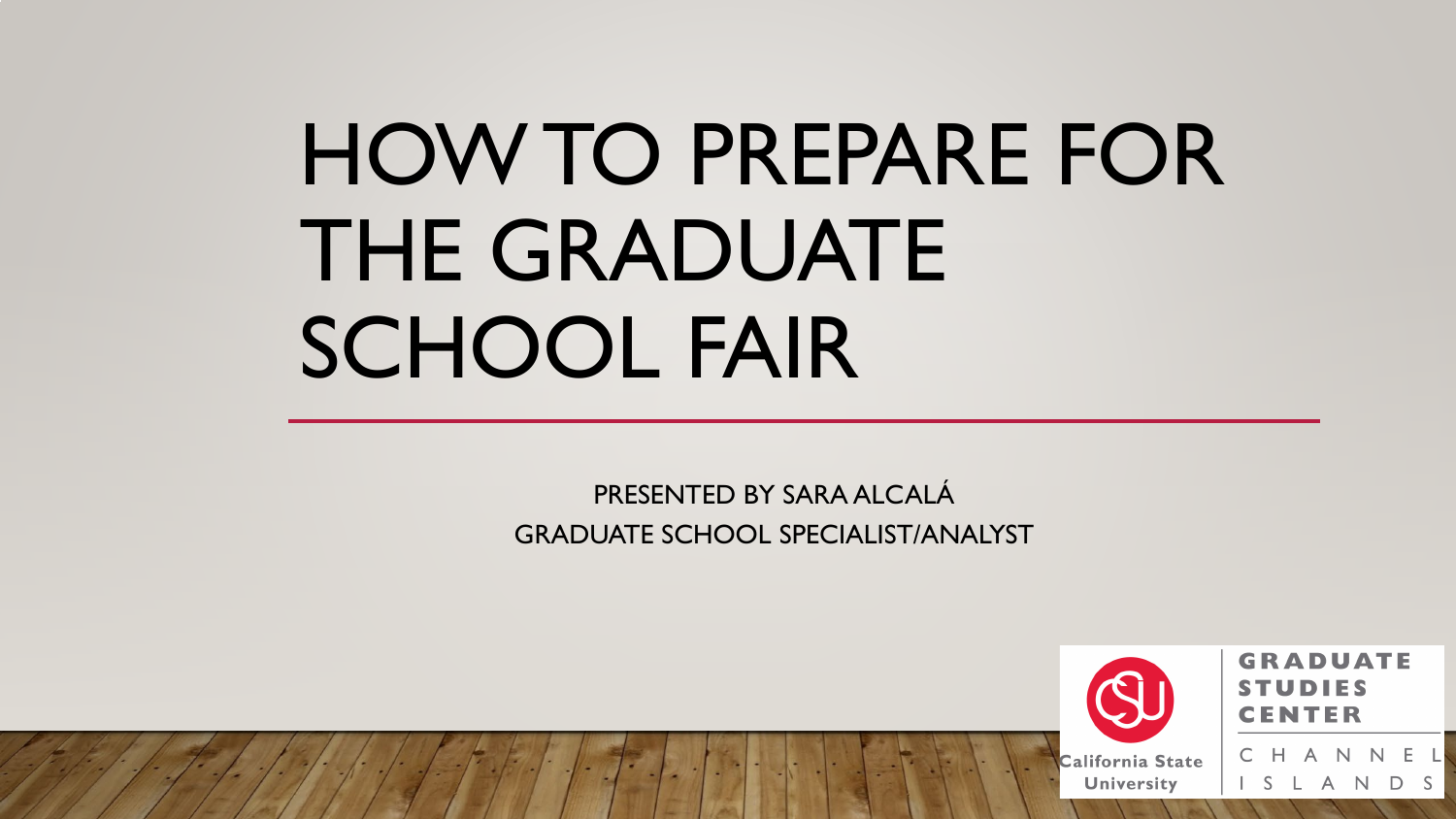# HOW TO PREPARE FOR THE GRADUATE SCHOOL FAIR

PRESENTED BY SARA ALCALÁ

GRADUATE SCHOOL SPECIALIST/ANALYST

California State University

GRADUATE STUDIES CENTER

CHANNEL ISLANDS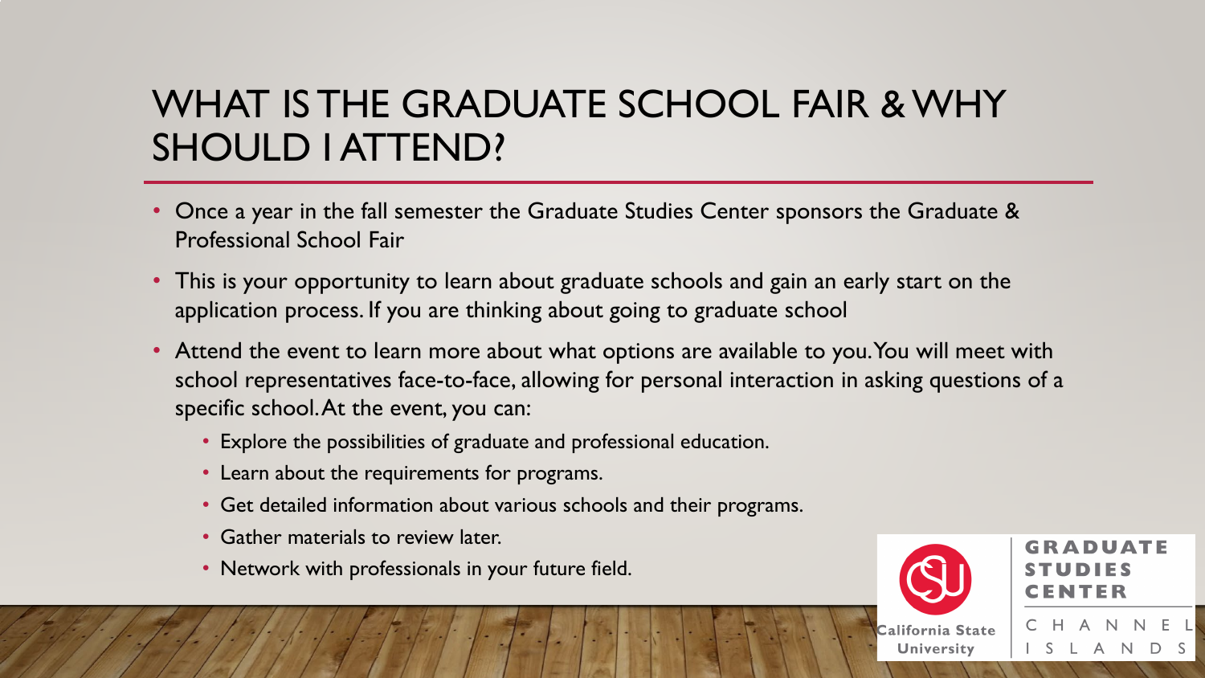# WHAT IS THE GRADUATE SCHOOL FAIR & WHY SHOULD I ATTEND?

- Once a year in the fall semester the Graduate Studies Center sponsors the Graduate & Professional School Fair
- This is your opportunity to learn about graduate schools and gain an early start on the application process. If you are thinking about going to graduate school
- Attend the event to learn more about what options are available to you. You will meet with school representatives face-to-face, allowing for personal interaction in asking questions of a specific school. At the event, you can:
  - Explore the possibilities of graduate and professional education.
  - Learn about the requirements for programs.
  - Get detailed information about various schools and their programs.
  - Gather materials to review later.
  - Network with professionals in your future field.

California State University | GRADUATE STUDIES CENTER | CHANNEL ISLANDS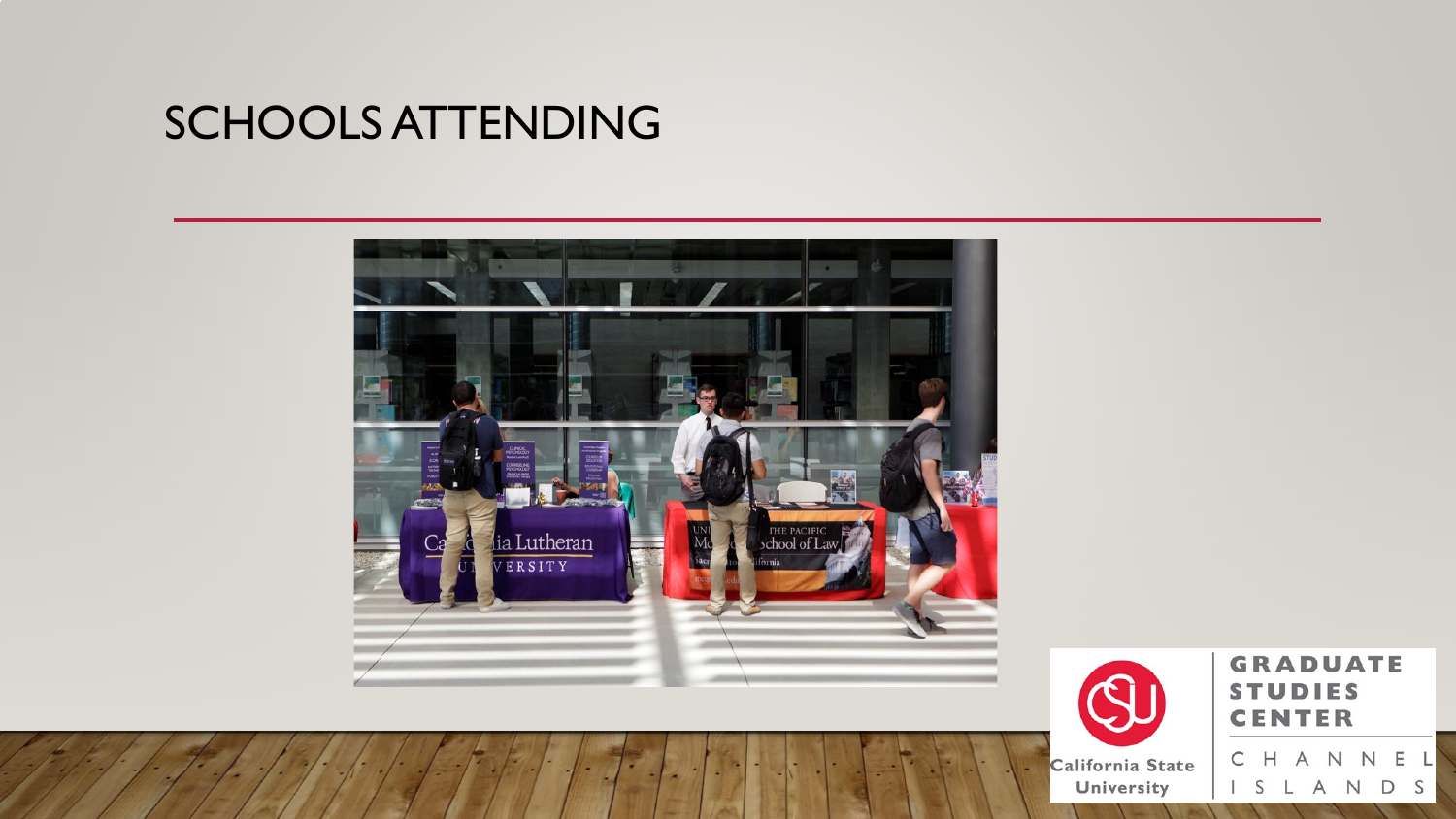# SCHOOLS ATTENDING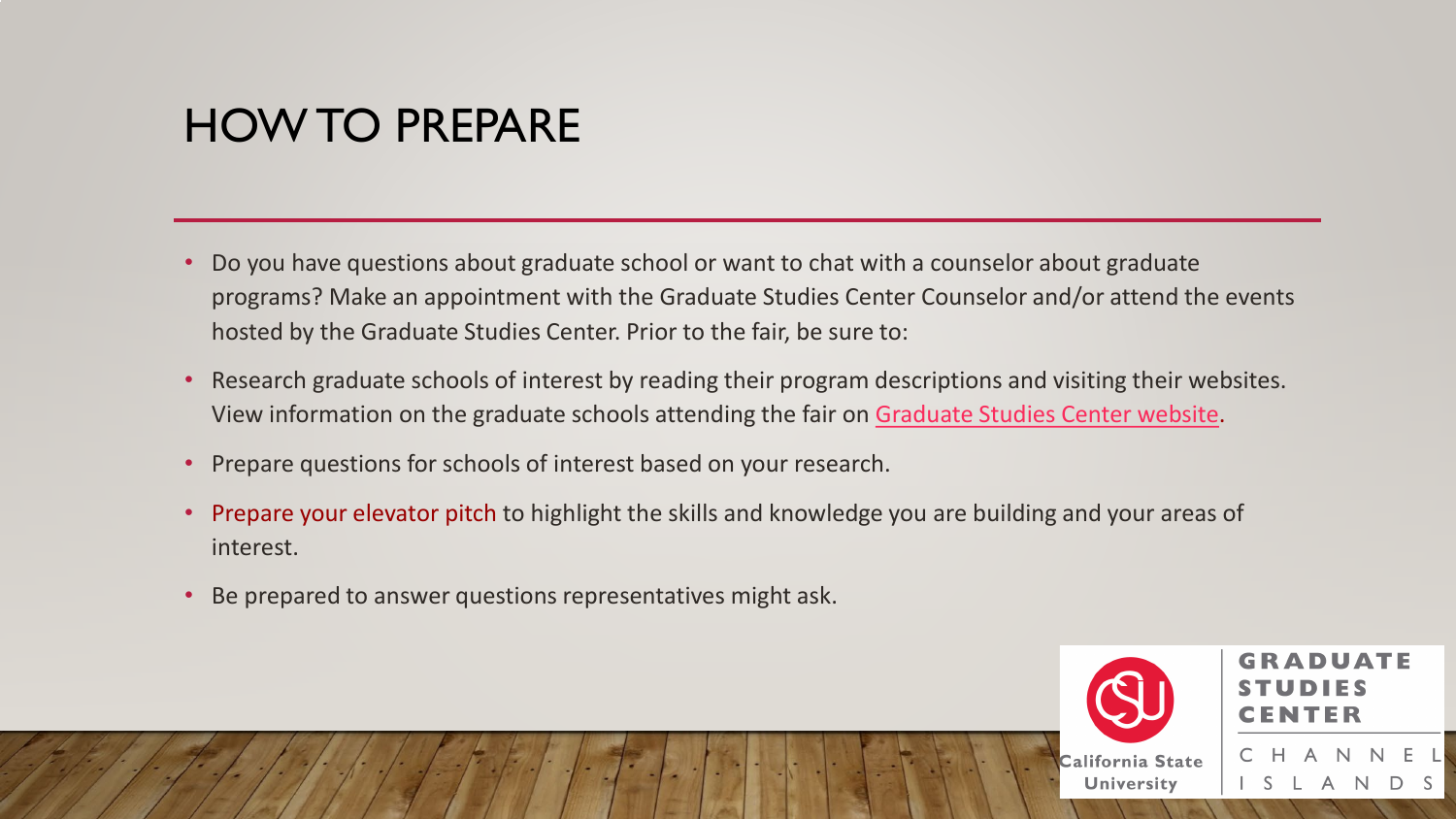# HOW TO PREPARE

- Do you have questions about graduate school or want to chat with a counselor about graduate programs? Make an appointment with the Graduate Studies Center Counselor and/or attend the events hosted by the Graduate Studies Center. Prior to the fair, be sure to:
- Research graduate schools of interest by reading their program descriptions and visiting their websites. View information on the graduate schools attending the fair on Graduate Studies Center website.
- Prepare questions for schools of interest based on your research.
- Prepare your elevator pitch to highlight the skills and knowledge you are building and your areas of interest.
- Be prepared to answer questions representatives might ask.

California State University | GRADUATE STUDIES CENTER | CHANNEL ISLANDS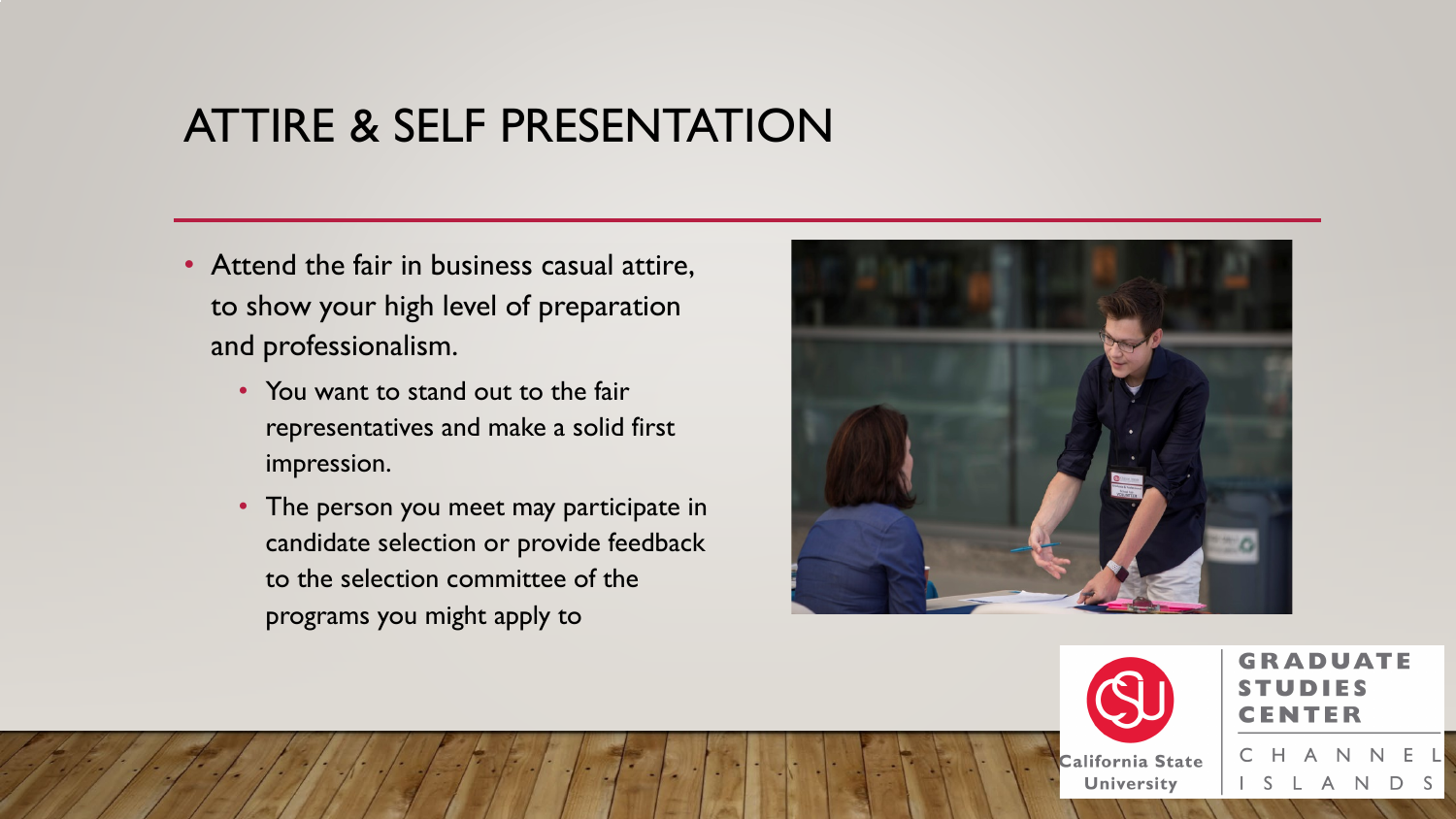# ATTIRE & SELF PRESENTATION

- Attend the fair in business casual attire, to show your high level of preparation and professionalism.
  - You want to stand out to the fair representatives and make a solid first impression.
  - The person you meet may participate in candidate selection or provide feedback to the selection committee of the programs you might apply to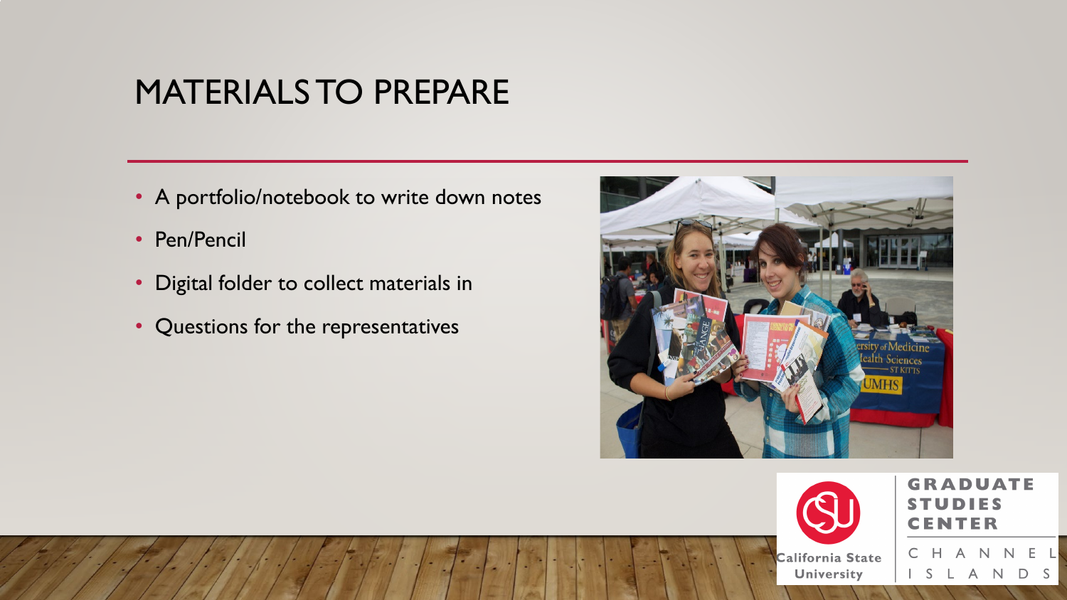# MATERIALS TO PREPARE

- A portfolio/notebook to write down notes
- Pen/Pencil
- Digital folder to collect materials in
- Questions for the representatives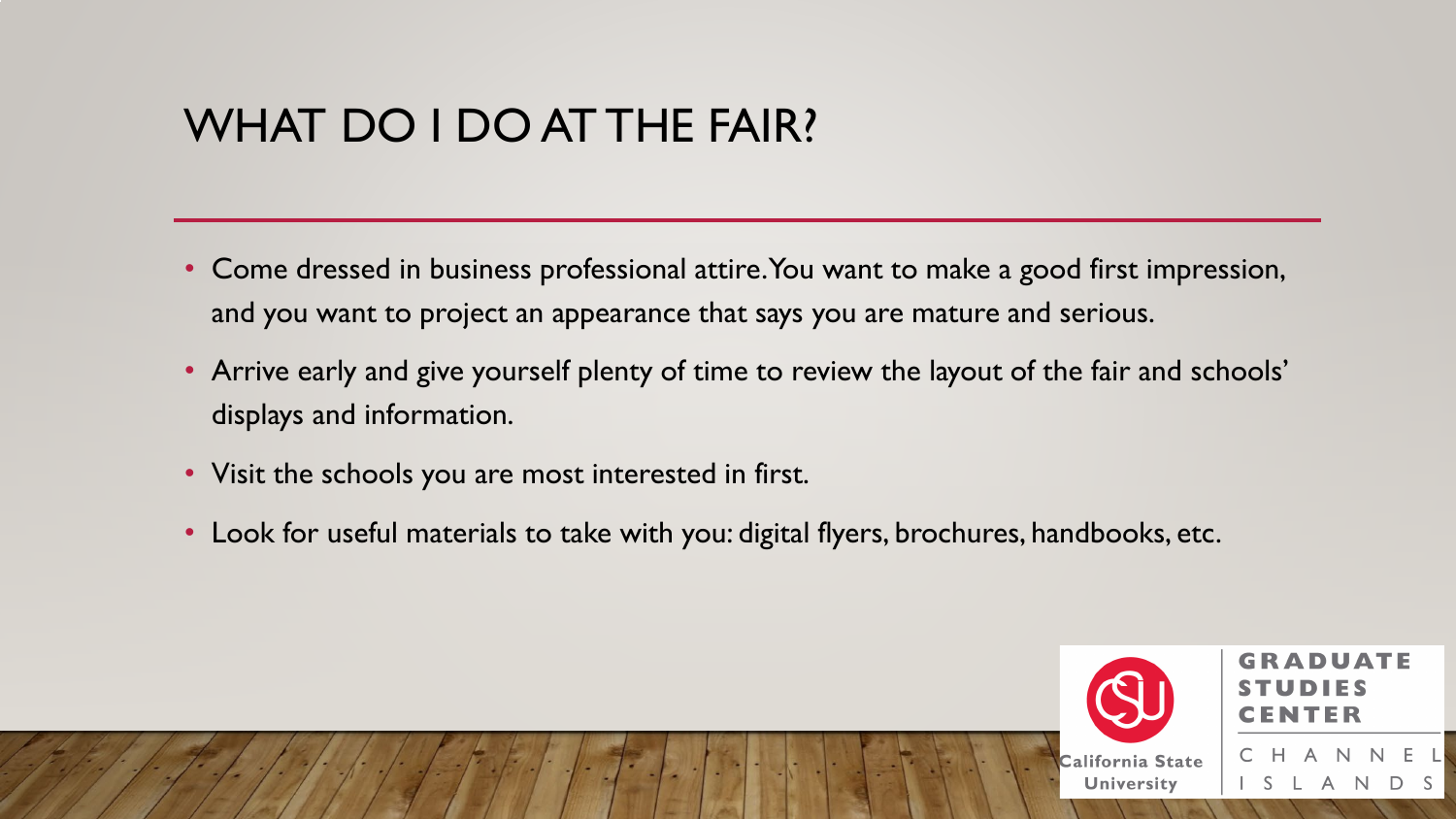# WHAT DO I DO AT THE FAIR?

- Come dressed in business professional attire. You want to make a good first impression, and you want to project an appearance that says you are mature and serious.
- Arrive early and give yourself plenty of time to review the layout of the fair and schools' displays and information.
- Visit the schools you are most interested in first.
- Look for useful materials to take with you: digital flyers, brochures, handbooks, etc.

California State University | GRADUATE STUDIES CENTER | CHANNEL ISLANDS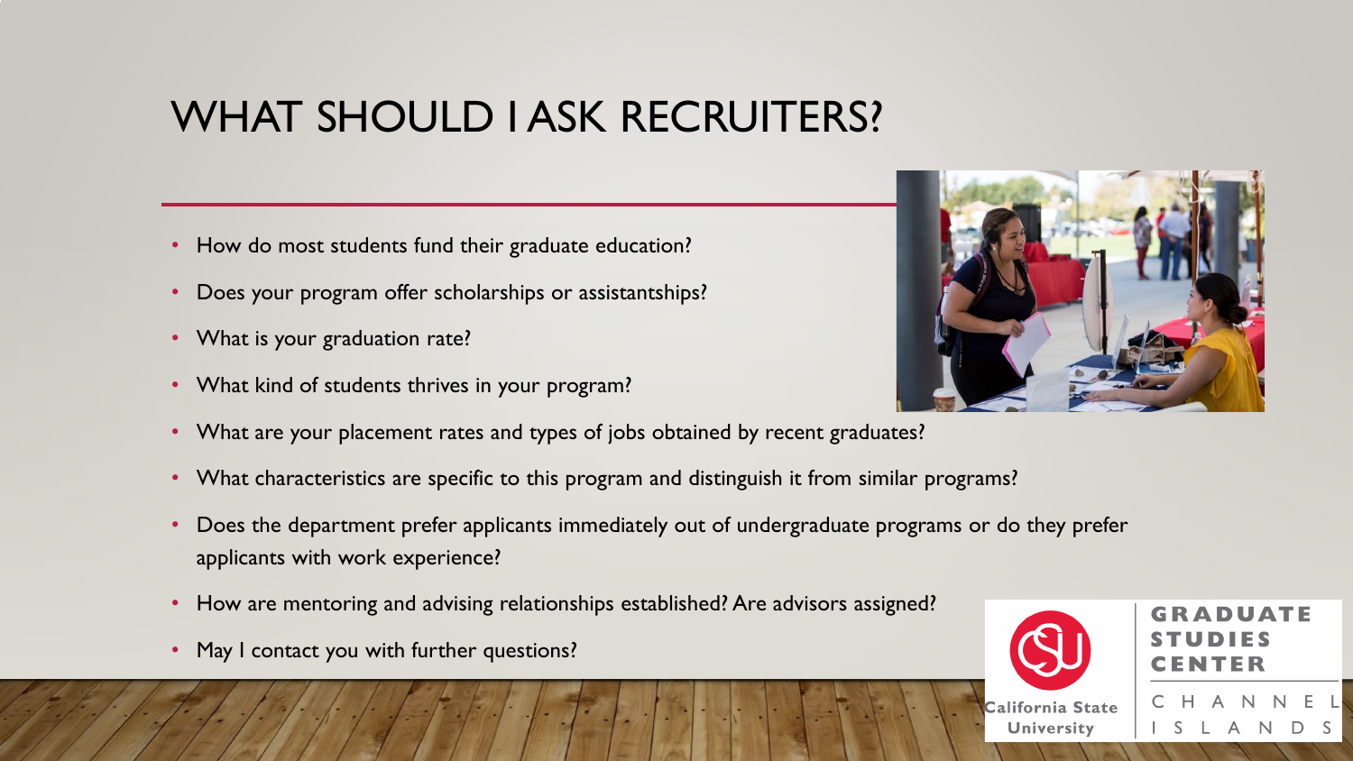# WHAT SHOULD I ASK RECRUITERS?

- How do most students fund their graduate education?
- Does your program offer scholarships or assistantships?
- What is your graduation rate?
- What kind of students thrives in your program?
- What are your placement rates and types of jobs obtained by recent graduates?
- What characteristics are specific to this program and distinguish it from similar programs?
- Does the department prefer applicants immediately out of undergraduate programs or do they prefer applicants with work experience?
- How are mentoring and advising relationships established? Are advisors assigned?
- May I contact you with further questions?

California State University | GRADUATE STUDIES CENTER | CHANNEL ISLANDS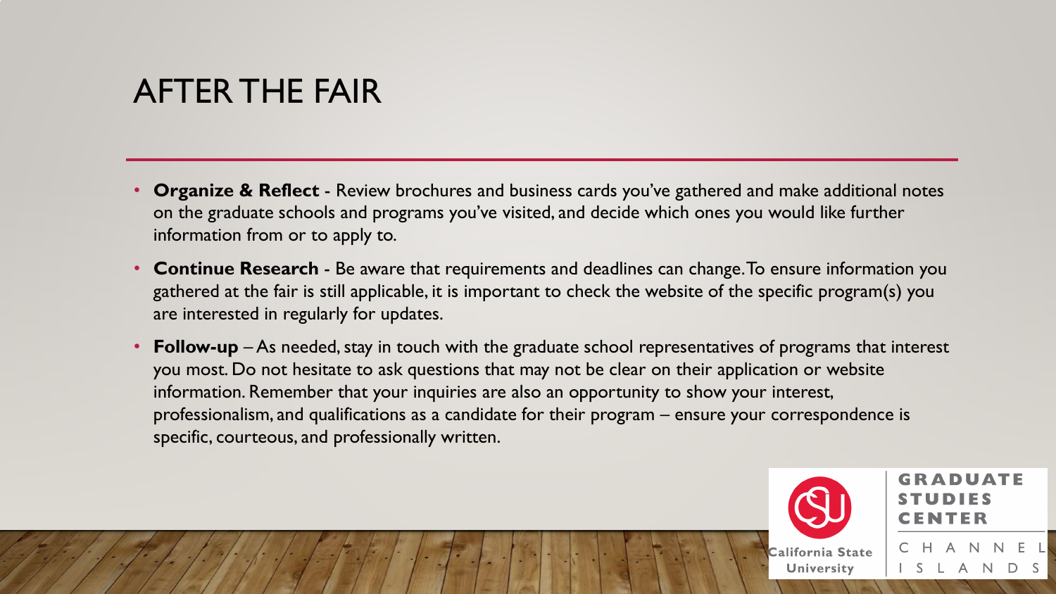# AFTER THE FAIR

- **Organize & Reflect** - Review brochures and business cards you've gathered and make additional notes on the graduate schools and programs you've visited, and decide which ones you would like further information from or to apply to.
- **Continue Research** - Be aware that requirements and deadlines can change. To ensure information you gathered at the fair is still applicable, it is important to check the website of the specific program(s) you are interested in regularly for updates.
- **Follow-up** – As needed, stay in touch with the graduate school representatives of programs that interest you most. Do not hesitate to ask questions that may not be clear on their application or website information. Remember that your inquiries are also an opportunity to show your interest, professionalism, and qualifications as a candidate for their program – ensure your correspondence is specific, courteous, and professionally written.

California State University | GRADUATE STUDIES CENTER | CHANNEL ISLANDS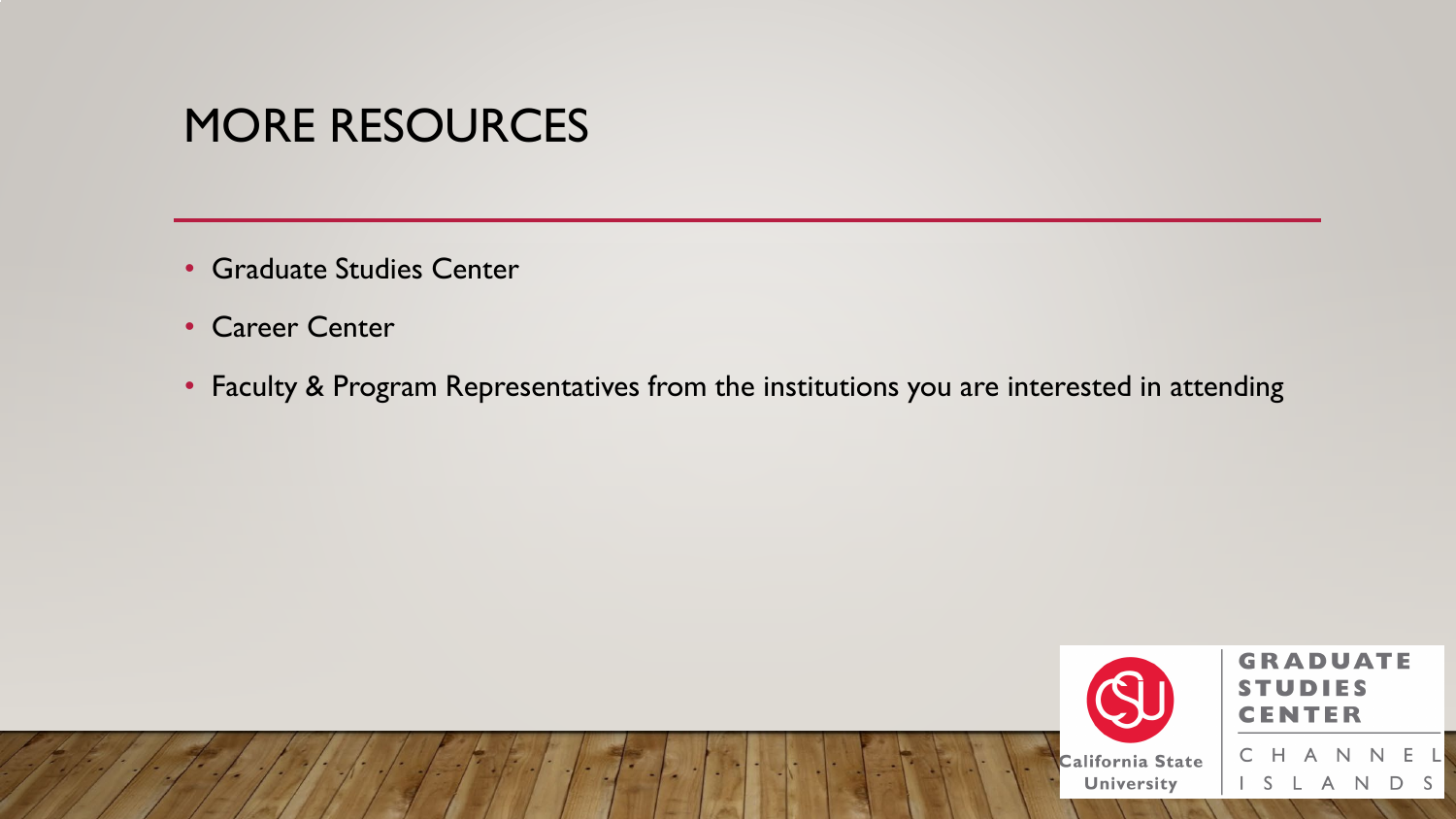# MORE RESOURCES

- Graduate Studies Center
- Career Center
- Faculty & Program Representatives from the institutions you are interested in attending